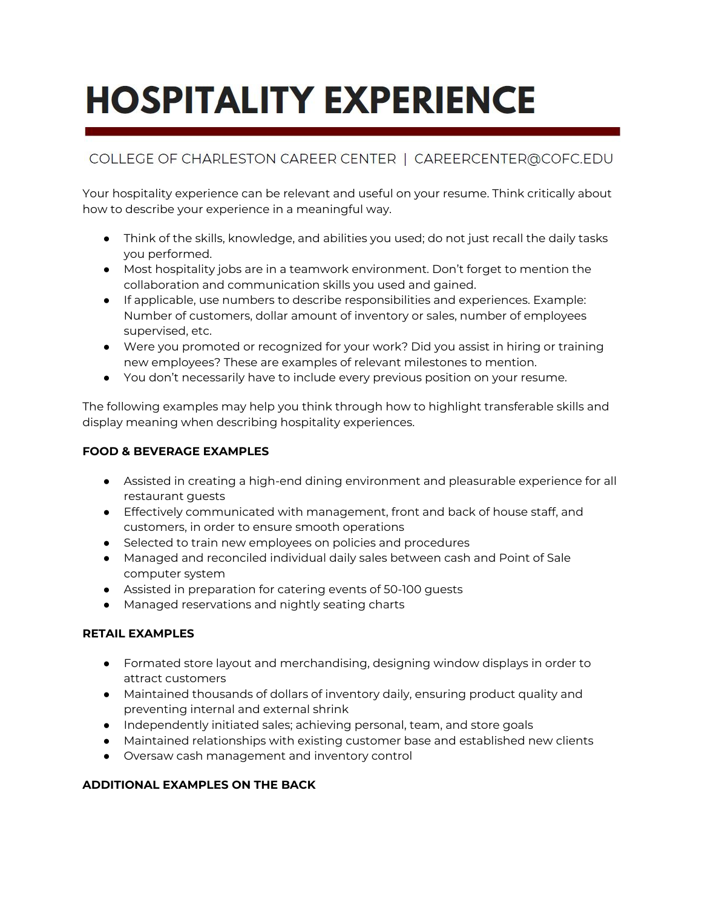# HOSPITALITY EXPERIENCE

COLLEGE OF CHARLESTON CAREER CENTER | CAREERCENTER@COFC.EDU

Your hospitality experience can be relevant and useful on your resume. Think critically about how to describe your experience in a meaningful way.

- Think of the skills, knowledge, and abilities you used; do not just recall the daily tasks you performed.
- Most hospitality jobs are in a teamwork environment. Don't forget to mention the collaboration and communication skills you used and gained.
- If applicable, use numbers to describe responsibilities and experiences. Example: Number of customers, dollar amount of inventory or sales, number of employees supervised, etc.
- Were you promoted or recognized for your work? Did you assist in hiring or training new employees? These are examples of relevant milestones to mention.
- You don't necessarily have to include every previous position on your resume.

The following examples may help you think through how to highlight transferable skills and display meaning when describing hospitality experiences.

**FOOD & BEVERAGE EXAMPLES**

- Assisted in creating a high-end dining environment and pleasurable experience for all restaurant guests
- Effectively communicated with management, front and back of house staff, and customers, in order to ensure smooth operations
- Selected to train new employees on policies and procedures
- Managed and reconciled individual daily sales between cash and Point of Sale computer system
- Assisted in preparation for catering events of 50-100 guests
- Managed reservations and nightly seating charts

**RETAIL EXAMPLES**

- Formated store layout and merchandising, designing window displays in order to attract customers
- Maintained thousands of dollars of inventory daily, ensuring product quality and preventing internal and external shrink
- Independently initiated sales; achieving personal, team, and store goals
- Maintained relationships with existing customer base and established new clients
- Oversaw cash management and inventory control

**ADDITIONAL EXAMPLES ON THE BACK**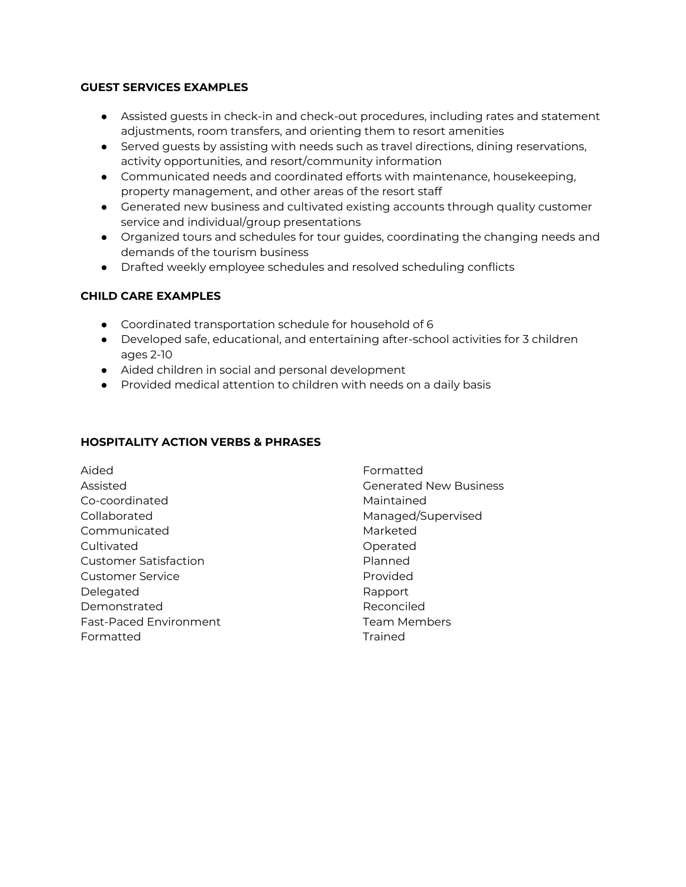**GUEST SERVICES EXAMPLES**

- Assisted guests in check-in and check-out procedures, including rates and statement adjustments, room transfers, and orienting them to resort amenities
- Served guests by assisting with needs such as travel directions, dining reservations, activity opportunities, and resort/community information
- Communicated needs and coordinated efforts with maintenance, housekeeping, property management, and other areas of the resort staff
- Generated new business and cultivated existing accounts through quality customer service and individual/group presentations
- Organized tours and schedules for tour guides, coordinating the changing needs and demands of the tourism business
- Drafted weekly employee schedules and resolved scheduling conflicts

**CHILD CARE EXAMPLES**

- Coordinated transportation schedule for household of 6
- Developed safe, educational, and entertaining after-school activities for 3 children ages 2-10
- Aided children in social and personal development
- Provided medical attention to children with needs on a daily basis

**HOSPITALITY ACTION VERBS & PHRASES**

Aided
Assisted
Co-coordinated
Collaborated
Communicated
Cultivated
Customer Satisfaction
Customer Service
Delegated
Demonstrated
Fast-Paced Environment
Formatted
Formatted
Generated New Business
Maintained
Managed/Supervised
Marketed
Operated
Planned
Provided
Rapport
Reconciled
Team Members
Trained